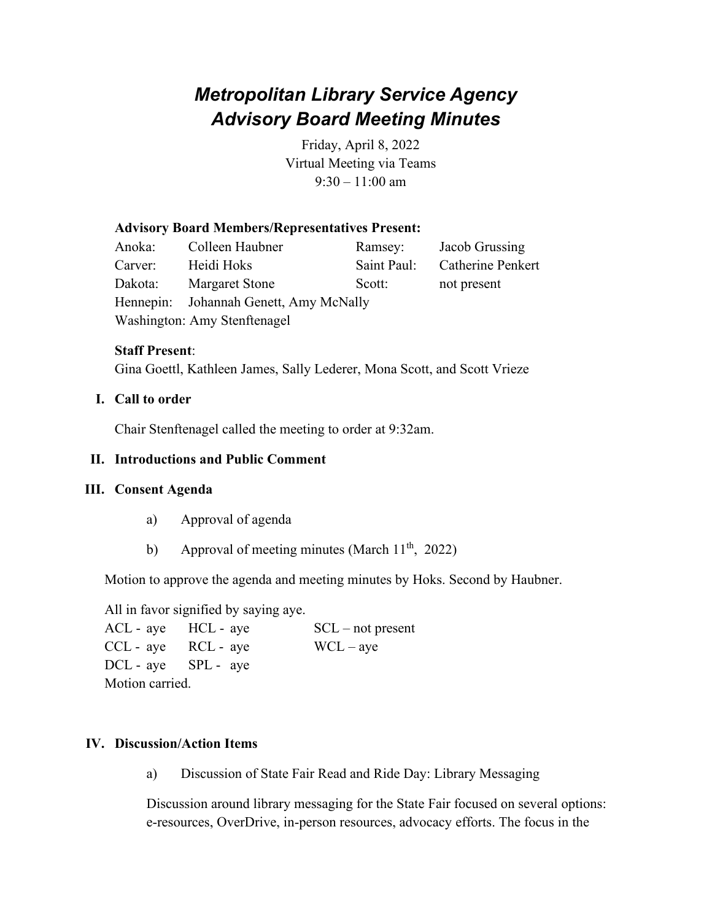# *Metropolitan Library Service Agency Advisory Board Meeting Minutes*

Friday, April 8, 2022
Virtual Meeting via Teams
9:30 – 11:00 am

**Advisory Board Members/Representatives Present:**

| | | | |
|---|---|---|---|
| Anoka: | Colleen Haubner | Ramsey: | Jacob Grussing |
| Carver: | Heidi Hoks | Saint Paul: | Catherine Penkert |
| Dakota: | Margaret Stone | Scott: | not present |
| Hennepin: | Johannah Genett, Amy McNally | | |
| Washington: | Amy Stenftenagel | | |

**Staff Present**:
Gina Goettl, Kathleen James, Sally Lederer, Mona Scott, and Scott Vrieze

## I. Call to order

Chair Stenftenagel called the meeting to order at 9:32am.

## II. Introductions and Public Comment

## III. Consent Agenda

a) Approval of agenda

b) Approval of meeting minutes (March 11th, 2022)

Motion to approve the agenda and meeting minutes by Hoks. Second by Haubner.

All in favor signified by saying aye.

| | | |
|---|---|---|
| ACL - aye | HCL - aye | SCL – not present |
| CCL - aye | RCL - aye | WCL – aye |
| DCL - aye | SPL - aye | |

Motion carried.

## IV. Discussion/Action Items

a) Discussion of State Fair Read and Ride Day: Library Messaging

Discussion around library messaging for the State Fair focused on several options: e-resources, OverDrive, in-person resources, advocacy efforts. The focus in the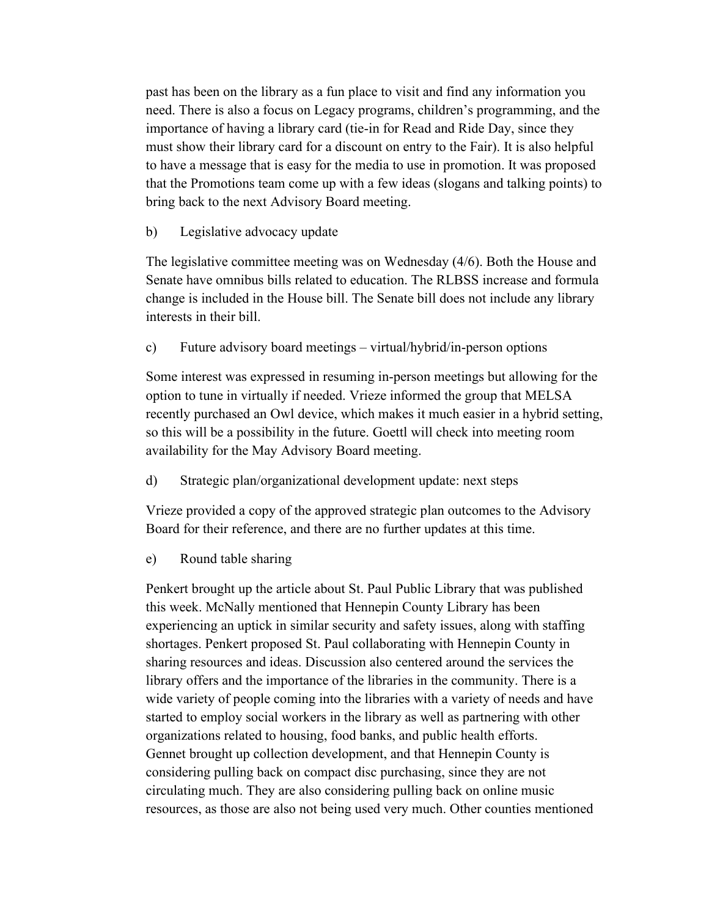past has been on the library as a fun place to visit and find any information you need. There is also a focus on Legacy programs, children's programming, and the importance of having a library card (tie-in for Read and Ride Day, since they must show their library card for a discount on entry to the Fair). It is also helpful to have a message that is easy for the media to use in promotion. It was proposed that the Promotions team come up with a few ideas (slogans and talking points) to bring back to the next Advisory Board meeting.

b) Legislative advocacy update

The legislative committee meeting was on Wednesday (4/6). Both the House and Senate have omnibus bills related to education. The RLBSS increase and formula change is included in the House bill. The Senate bill does not include any library interests in their bill.

c) Future advisory board meetings – virtual/hybrid/in-person options

Some interest was expressed in resuming in-person meetings but allowing for the option to tune in virtually if needed. Vrieze informed the group that MELSA recently purchased an Owl device, which makes it much easier in a hybrid setting, so this will be a possibility in the future. Goettl will check into meeting room availability for the May Advisory Board meeting.

d) Strategic plan/organizational development update: next steps

Vrieze provided a copy of the approved strategic plan outcomes to the Advisory Board for their reference, and there are no further updates at this time.

e) Round table sharing

Penkert brought up the article about St. Paul Public Library that was published this week. McNally mentioned that Hennepin County Library has been experiencing an uptick in similar security and safety issues, along with staffing shortages. Penkert proposed St. Paul collaborating with Hennepin County in sharing resources and ideas. Discussion also centered around the services the library offers and the importance of the libraries in the community. There is a wide variety of people coming into the libraries with a variety of needs and have started to employ social workers in the library as well as partnering with other organizations related to housing, food banks, and public health efforts.
Gennet brought up collection development, and that Hennepin County is considering pulling back on compact disc purchasing, since they are not circulating much. They are also considering pulling back on online music resources, as those are also not being used very much. Other counties mentioned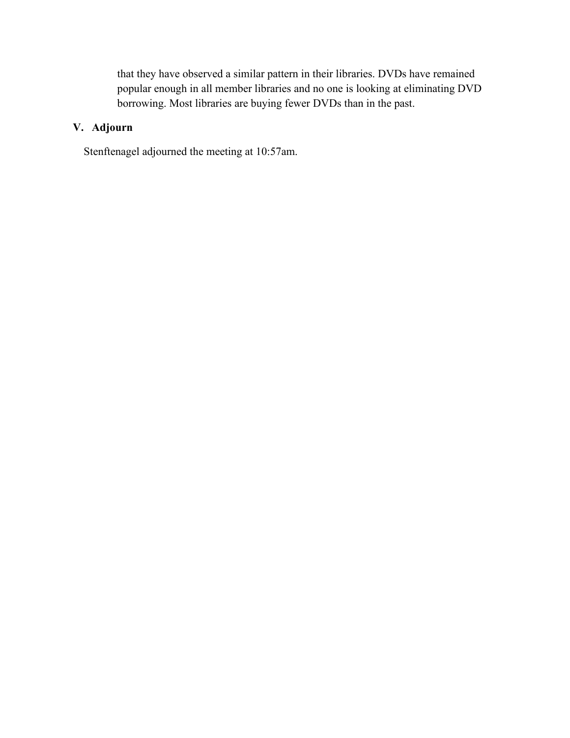that they have observed a similar pattern in their libraries. DVDs have remained popular enough in all member libraries and no one is looking at eliminating DVD borrowing. Most libraries are buying fewer DVDs than in the past.

## V. Adjourn

Stenftenagel adjourned the meeting at 10:57am.